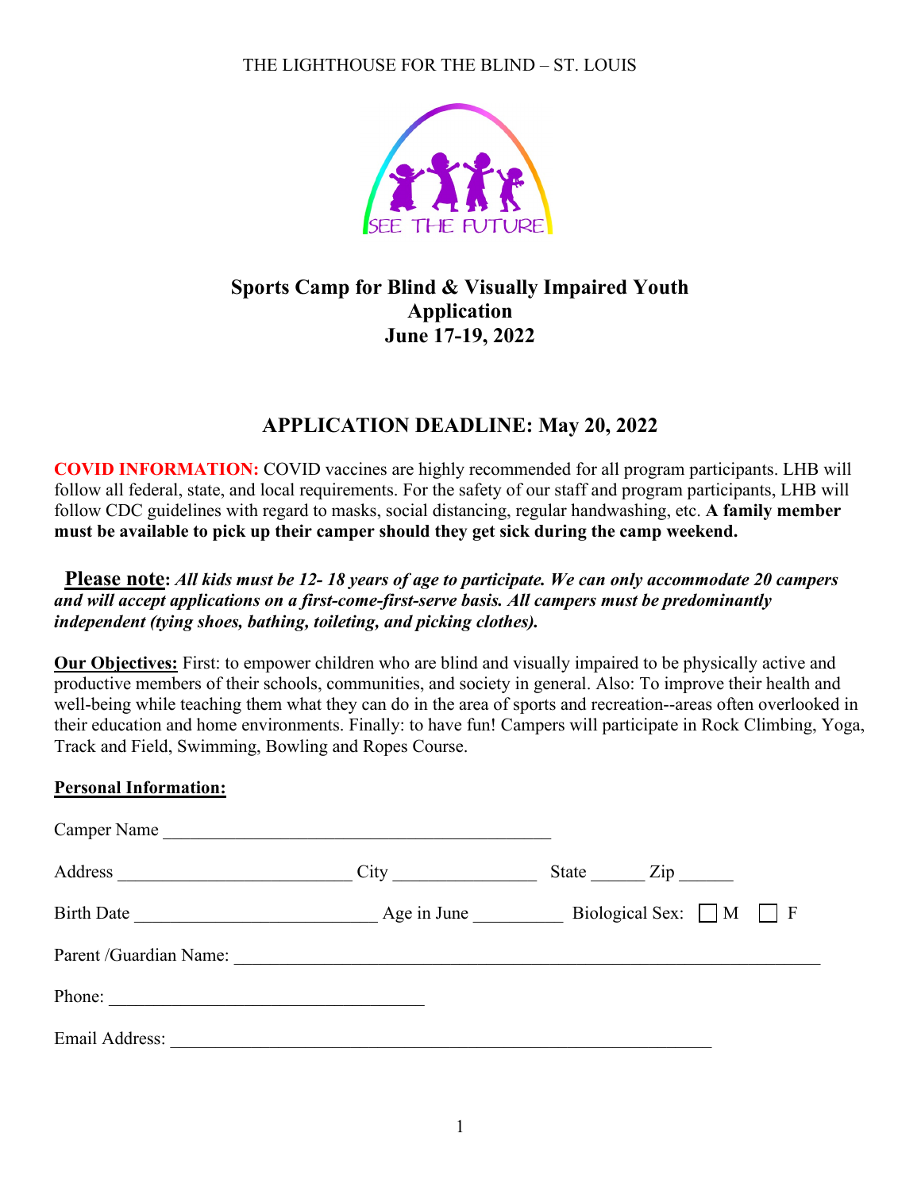THE LIGHTHOUSE FOR THE BLIND – ST. LOUIS

SEE THE FUTURE

# Sports Camp for Blind & Visually Impaired Youth Application June 17-19, 2022

## APPLICATION DEADLINE: May 20, 2022

**COVID INFORMATION:** COVID vaccines are highly recommended for all program participants. LHB will follow all federal, state, and local requirements. For the safety of our staff and program participants, LHB will follow CDC guidelines with regard to masks, social distancing, regular handwashing, etc. **A family member must be available to pick up their camper should they get sick during the camp weekend.**

**Please note:** ***All kids must be 12- 18 years of age to participate. We can only accommodate 20 campers and will accept applications on a first-come-first-serve basis. All campers must be predominantly independent (tying shoes, bathing, toileting, and picking clothes).***

**Our Objectives:** First: to empower children who are blind and visually impaired to be physically active and productive members of their schools, communities, and society in general. Also: To improve their health and well-being while teaching them what they can do in the area of sports and recreation--areas often overlooked in their education and home environments. Finally: to have fun! Campers will participate in Rock Climbing, Yoga, Track and Field, Swimming, Bowling and Ropes Course.

**Personal Information:**

Camper Name ___________________________________________

Address __________________________ City ________________ State ______ Zip ______

Birth Date ___________________________ Age in June __________ Biological Sex: ☐ M ☐ F

Parent /Guardian Name: __________________________________________________________________

Phone: ___________________________________

Email Address: ____________________________________________________________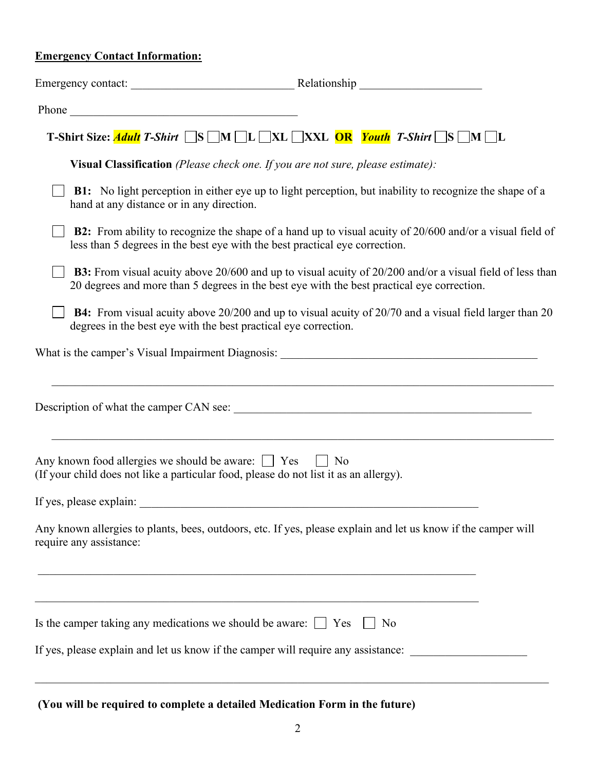**Emergency Contact Information:**

Emergency contact: ____________________________ Relationship _____________________

Phone _______________________________________

**T-Shirt Size:** ***Adult T-Shirt*** ☐**S** ☐**M** ☐**L** ☐**XL** ☐**XXL** **OR** ***Youth T-Shirt*** ☐**S** ☐**M** ☐**L**

**Visual Classification** *(Please check one. If you are not sure, please estimate):*

☐ **B1:** No light perception in either eye up to light perception, but inability to recognize the shape of a hand at any distance or in any direction.

☐ **B2:** From ability to recognize the shape of a hand up to visual acuity of 20/600 and/or a visual field of less than 5 degrees in the best eye with the best practical eye correction.

☐ **B3:** From visual acuity above 20/600 and up to visual acuity of 20/200 and/or a visual field of less than 20 degrees and more than 5 degrees in the best eye with the best practical eye correction.

☐ **B4:** From visual acuity above 20/200 and up to visual acuity of 20/70 and a visual field larger than 20 degrees in the best eye with the best practical eye correction.

What is the camper's Visual Impairment Diagnosis: _____________________________________________

_______________________________________________________________________________

Description of what the camper CAN see: ______________________________________________________

_______________________________________________________________________________

Any known food allergies we should be aware: ☐ Yes ☐ No
(If your child does not like a particular food, please do not list it as an allergy).

If yes, please explain: ____________________________________________________________

Any known allergies to plants, bees, outdoors, etc. If yes, please explain and let us know if the camper will require any assistance:

_______________________________________________________________________________

_______________________________________________________________________________

Is the camper taking any medications we should be aware: ☐ Yes ☐ No

If yes, please explain and let us know if the camper will require any assistance: ____________________

_______________________________________________________________________________

**(You will be required to complete a detailed Medication Form in the future)**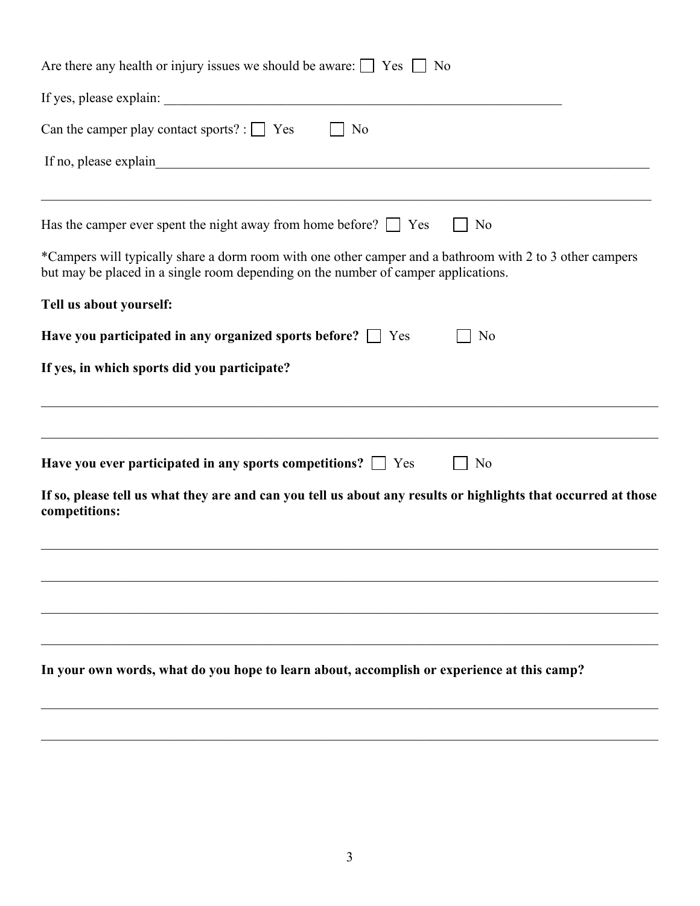Are there any health or injury issues we should be aware: ☐ Yes ☐ No

If yes, please explain: ____________________________________________________________

Can the camper play contact sports? : ☐ Yes ☐ No

If no, please explain____________________________________________________________________________

____________________________________________________________________________________________

Has the camper ever spent the night away from home before? ☐ Yes ☐ No

*Campers will typically share a dorm room with one other camper and a bathroom with 2 to 3 other campers but may be placed in a single room depending on the number of camper applications.

**Tell us about yourself:**

**Have you participated in any organized sports before?** ☐ Yes ☐ No

**If yes, in which sports did you participate?**

____________________________________________________________________________________________

____________________________________________________________________________________________

**Have you ever participated in any sports competitions?** ☐ Yes ☐ No

**If so, please tell us what they are and can you tell us about any results or highlights that occurred at those competitions:**

____________________________________________________________________________________________

____________________________________________________________________________________________

____________________________________________________________________________________________

____________________________________________________________________________________________

**In your own words, what do you hope to learn about, accomplish or experience at this camp?**

____________________________________________________________________________________________

____________________________________________________________________________________________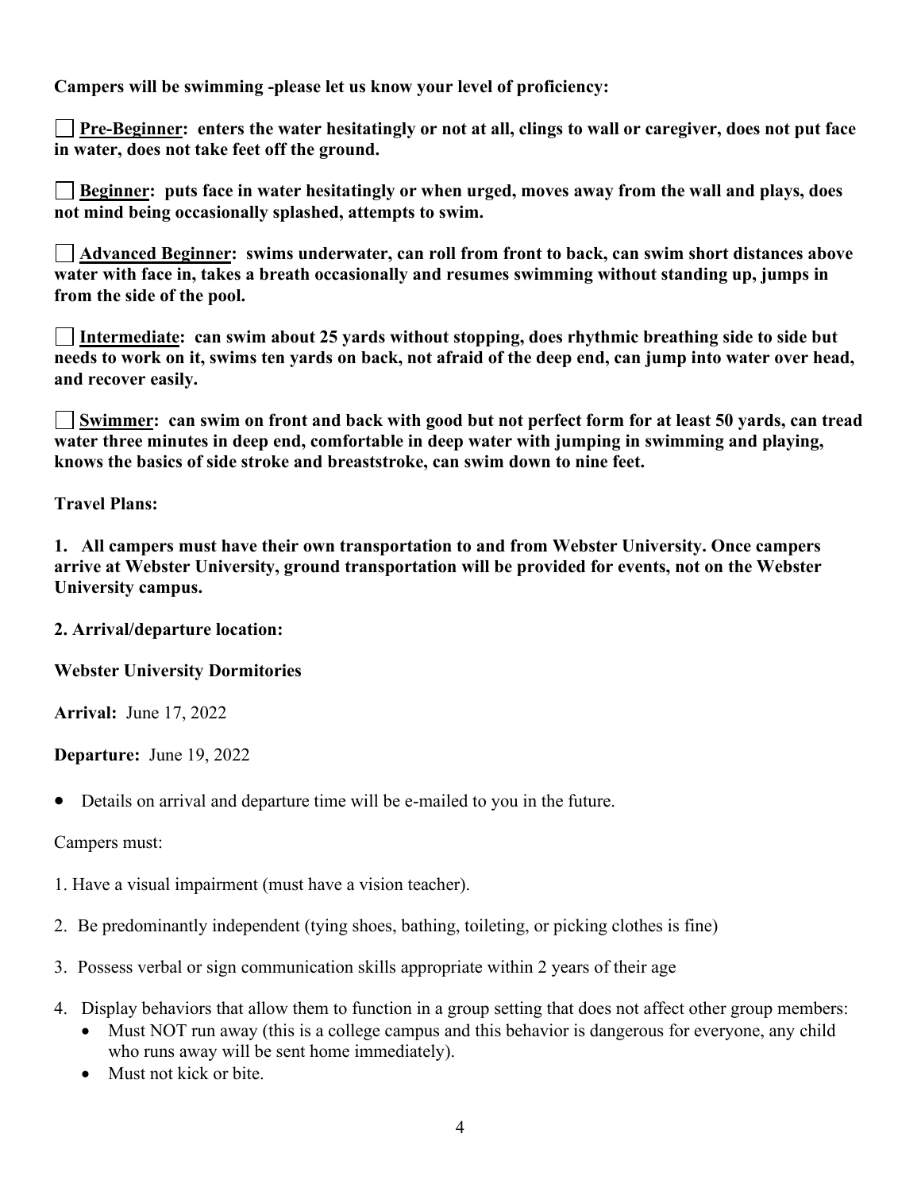**Campers will be swimming -please let us know your level of proficiency:**

☐ **Pre-Beginner: enters the water hesitatingly or not at all, clings to wall or caregiver, does not put face in water, does not take feet off the ground.**

☐ **Beginner: puts face in water hesitatingly or when urged, moves away from the wall and plays, does not mind being occasionally splashed, attempts to swim.**

☐ **Advanced Beginner: swims underwater, can roll from front to back, can swim short distances above water with face in, takes a breath occasionally and resumes swimming without standing up, jumps in from the side of the pool.**

☐ **Intermediate: can swim about 25 yards without stopping, does rhythmic breathing side to side but needs to work on it, swims ten yards on back, not afraid of the deep end, can jump into water over head, and recover easily.**

☐ **Swimmer: can swim on front and back with good but not perfect form for at least 50 yards, can tread water three minutes in deep end, comfortable in deep water with jumping in swimming and playing, knows the basics of side stroke and breaststroke, can swim down to nine feet.**

**Travel Plans:**

**1. All campers must have their own transportation to and from Webster University. Once campers arrive at Webster University, ground transportation will be provided for events, not on the Webster University campus.**

**2. Arrival/departure location:**

**Webster University Dormitories**

**Arrival:** June 17, 2022

**Departure:** June 19, 2022

- Details on arrival and departure time will be e-mailed to you in the future.

Campers must:

1. Have a visual impairment (must have a vision teacher).
2. Be predominantly independent (tying shoes, bathing, toileting, or picking clothes is fine)
3. Possess verbal or sign communication skills appropriate within 2 years of their age
4. Display behaviors that allow them to function in a group setting that does not affect other group members:
   - Must NOT run away (this is a college campus and this behavior is dangerous for everyone, any child who runs away will be sent home immediately).
   - Must not kick or bite.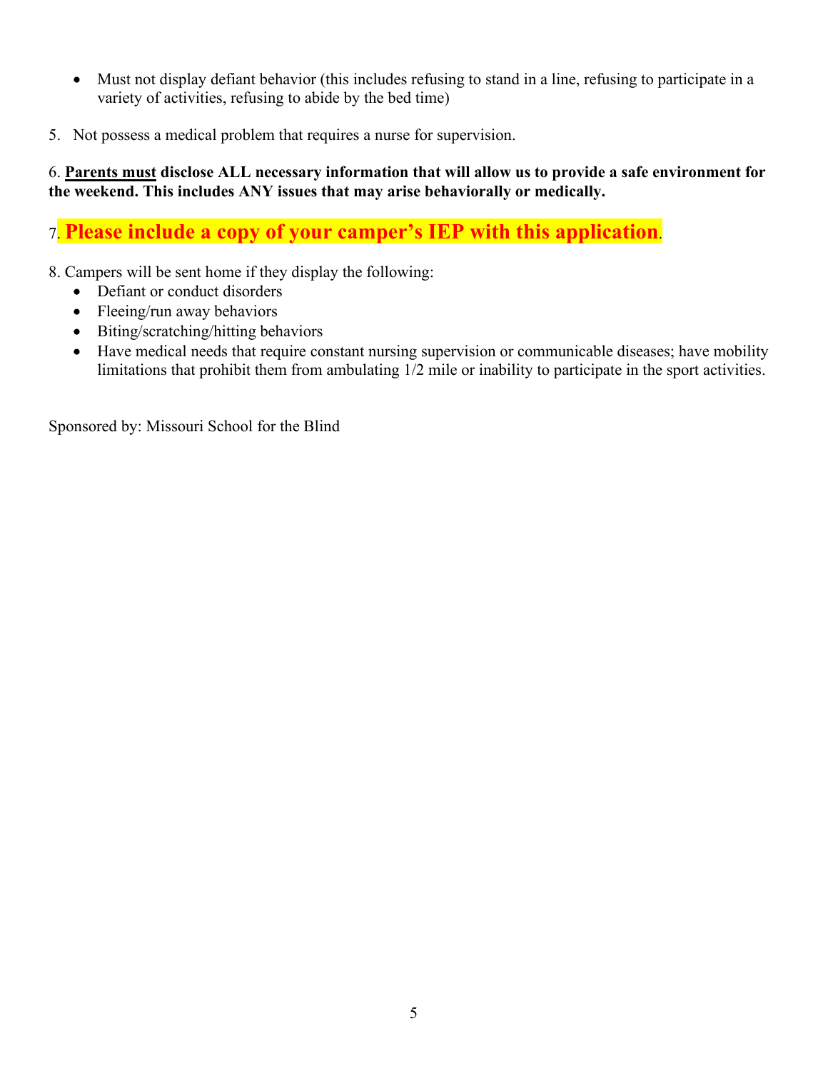- Must not display defiant behavior (this includes refusing to stand in a line, refusing to participate in a variety of activities, refusing to abide by the bed time)

5. Not possess a medical problem that requires a nurse for supervision.

6. **<u>Parents must</u> disclose ALL necessary information that will allow us to provide a safe environment for the weekend. This includes ANY issues that may arise behaviorally or medically.**

7. **Please include a copy of your camper's IEP with this application**.

8. Campers will be sent home if they display the following:
   - Defiant or conduct disorders
   - Fleeing/run away behaviors
   - Biting/scratching/hitting behaviors
   - Have medical needs that require constant nursing supervision or communicable diseases; have mobility limitations that prohibit them from ambulating 1/2 mile or inability to participate in the sport activities.

Sponsored by: Missouri School for the Blind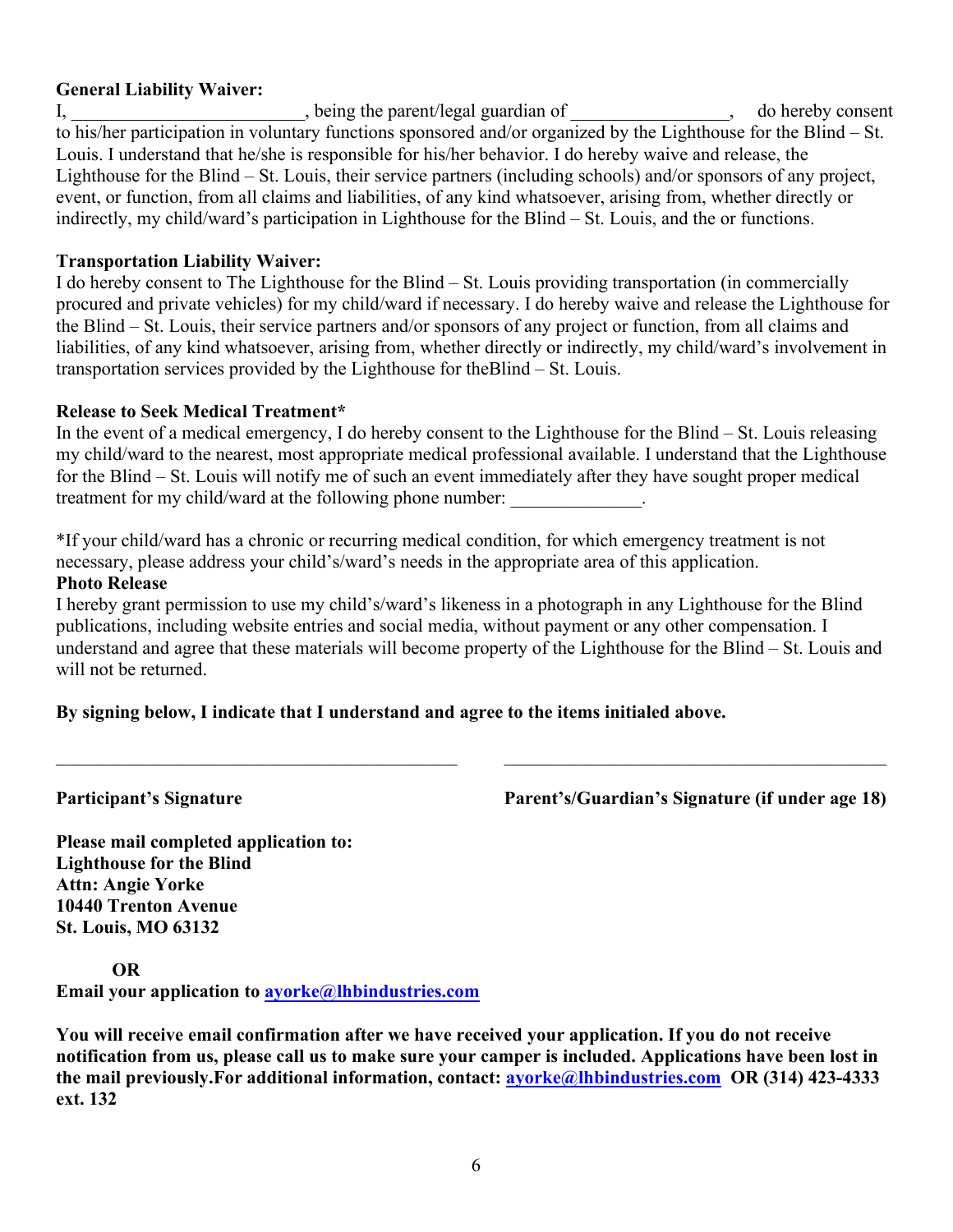**General Liability Waiver:**

I, _________________________, being the parent/legal guardian of _________________, do hereby consent to his/her participation in voluntary functions sponsored and/or organized by the Lighthouse for the Blind – St. Louis. I understand that he/she is responsible for his/her behavior. I do hereby waive and release, the Lighthouse for the Blind – St. Louis, their service partners (including schools) and/or sponsors of any project, event, or function, from all claims and liabilities, of any kind whatsoever, arising from, whether directly or indirectly, my child/ward's participation in Lighthouse for the Blind – St. Louis, and the or functions.

**Transportation Liability Waiver:**

I do hereby consent to The Lighthouse for the Blind – St. Louis providing transportation (in commercially procured and private vehicles) for my child/ward if necessary. I do hereby waive and release the Lighthouse for the Blind – St. Louis, their service partners and/or sponsors of any project or function, from all claims and liabilities, of any kind whatsoever, arising from, whether directly or indirectly, my child/ward's involvement in transportation services provided by the Lighthouse for theBlind – St. Louis.

**Release to Seek Medical Treatment***

In the event of a medical emergency, I do hereby consent to the Lighthouse for the Blind – St. Louis releasing my child/ward to the nearest, most appropriate medical professional available. I understand that the Lighthouse for the Blind – St. Louis will notify me of such an event immediately after they have sought proper medical treatment for my child/ward at the following phone number: ______________.

*If your child/ward has a chronic or recurring medical condition, for which emergency treatment is not necessary, please address your child's/ward's needs in the appropriate area of this application.

**Photo Release**

I hereby grant permission to use my child's/ward's likeness in a photograph in any Lighthouse for the Blind publications, including website entries and social media, without payment or any other compensation. I understand and agree that these materials will become property of the Lighthouse for the Blind – St. Louis and will not be returned.

**By signing below, I indicate that I understand and agree to the items initialed above.**

_____________________________________________

**Participant's Signature**

_____________________________________________

**Parent's/Guardian's Signature (if under age 18)**

**Please mail completed application to:**
**Lighthouse for the Blind**
**Attn: Angie Yorke**
**10440 Trenton Avenue**
**St. Louis, MO 63132**

**OR**

**Email your application to [ayorke@lhbindustries.com](mailto:ayorke@lhbindustries.com)**

**You will receive email confirmation after we have received your application. If you do not receive notification from us, please call us to make sure your camper is included. Applications have been lost in the mail previously.For additional information, contact: [ayorke@lhbindustries.com](mailto:ayorke@lhbindustries.com) OR (314) 423-4333 ext. 132**